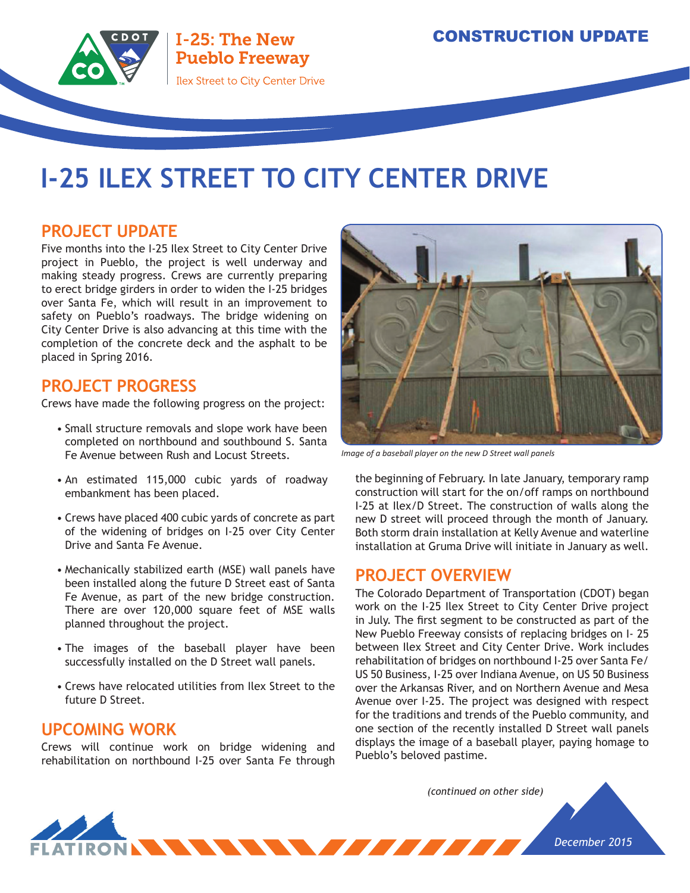CONSTRUCTION UPDATE

I-25: The New Pueblo Freeway

Ilex Street to City Center Drive

# I-25 ILEX STREET TO CITY CENTER DRIVE

## PROJECT UPDATE

Five months into the I-25 Ilex Street to City Center Drive project in Pueblo, the project is well underway and making steady progress. Crews are currently preparing to erect bridge girders in order to widen the I-25 bridges over Santa Fe, which will result in an improvement to safety on Pueblo's roadways. The bridge widening on City Center Drive is also advancing at this time with the completion of the concrete deck and the asphalt to be placed in Spring 2016.

## PROJECT PROGRESS

Crews have made the following progress on the project:

- Small structure removals and slope work have been completed on northbound and southbound S. Santa Fe Avenue between Rush and Locust Streets.
- An estimated 115,000 cubic yards of roadway embankment has been placed.
- Crews have placed 400 cubic yards of concrete as part of the widening of bridges on I-25 over City Center Drive and Santa Fe Avenue.
- Mechanically stabilized earth (MSE) wall panels have been installed along the future D Street east of Santa Fe Avenue, as part of the new bridge construction. There are over 120,000 square feet of MSE walls planned throughout the project.
- The images of the baseball player have been successfully installed on the D Street wall panels.
- Crews have relocated utilities from Ilex Street to the future D Street.

## UPCOMING WORK

Crews will continue work on bridge widening and rehabilitation on northbound I-25 over Santa Fe through the beginning of February. In late January, temporary ramp construction will start for the on/off ramps on northbound I-25 at Ilex/D Street. The construction of walls along the new D street will proceed through the month of January. Both storm drain installation at Kelly Avenue and waterline installation at Gruma Drive will initiate in January as well.

*Image of a baseball player on the new D Street wall panels*

## PROJECT OVERVIEW

The Colorado Department of Transportation (CDOT) began work on the I-25 Ilex Street to City Center Drive project in July. The first segment to be constructed as part of the New Pueblo Freeway consists of replacing bridges on I- 25 between Ilex Street and City Center Drive. Work includes rehabilitation of bridges on northbound I-25 over Santa Fe/ US 50 Business, I-25 over Indiana Avenue, on US 50 Business over the Arkansas River, and on Northern Avenue and Mesa Avenue over I-25. The project was designed with respect for the traditions and trends of the Pueblo community, and one section of the recently installed D Street wall panels displays the image of a baseball player, paying homage to Pueblo's beloved pastime.

*(continued on other side)*

*December 2015*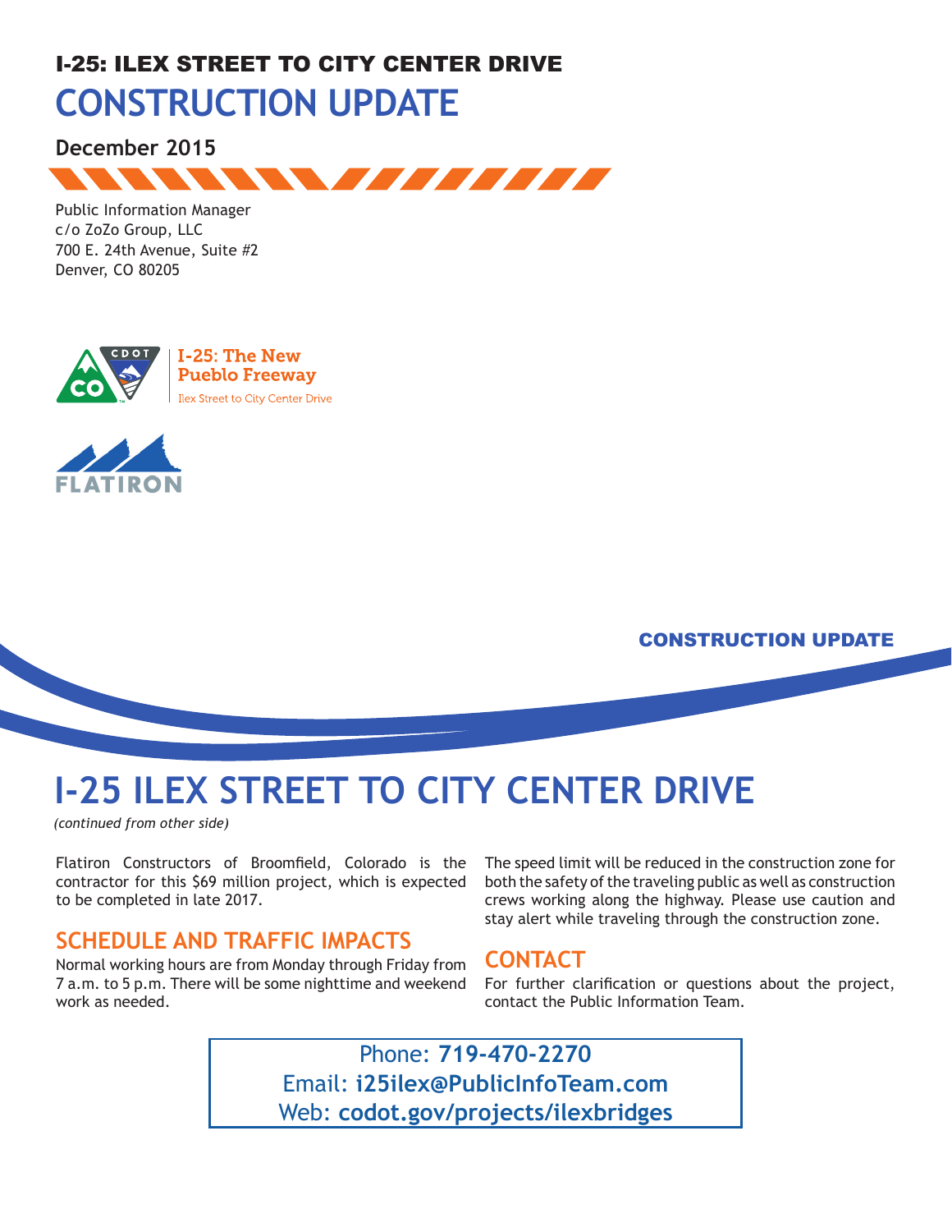# I-25: ILEX STREET TO CITY CENTER DRIVE

# CONSTRUCTION UPDATE

**December 2015**

Public Information Manager
c/o ZoZo Group, LLC
700 E. 24th Avenue, Suite #2
Denver, CO 80205

I-25: The New Pueblo Freeway
Ilex Street to City Center Drive

FLATIRON

CONSTRUCTION UPDATE

## I-25 ILEX STREET TO CITY CENTER DRIVE

*(continued from other side)*

Flatiron Constructors of Broomfield, Colorado is the contractor for this $69 million project, which is expected to be completed in late 2017.

### SCHEDULE AND TRAFFIC IMPACTS

Normal working hours are from Monday through Friday from 7 a.m. to 5 p.m. There will be some nighttime and weekend work as needed.

The speed limit will be reduced in the construction zone for both the safety of the traveling public as well as construction crews working along the highway. Please use caution and stay alert while traveling through the construction zone.

### CONTACT

For further clarification or questions about the project, contact the Public Information Team.

Phone: **719-470-2270**
Email: **i25ilex@PublicInfoTeam.com**
Web: **codot.gov/projects/ilexbridges**